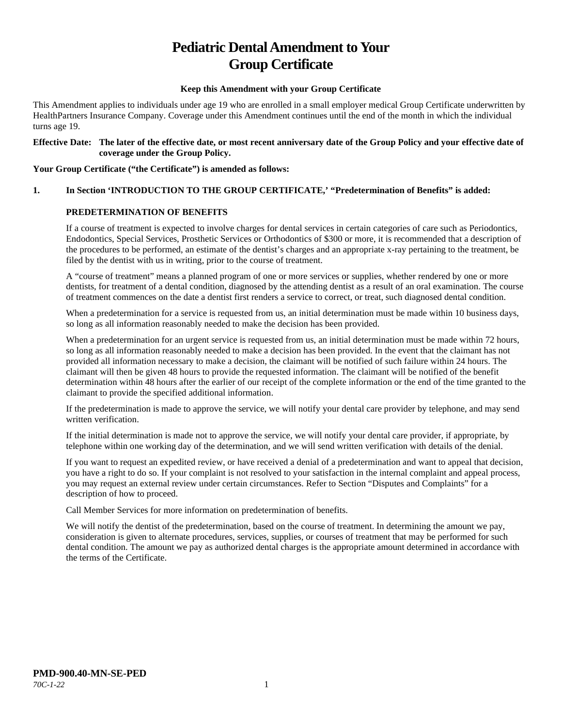# Pediatric Dental Amendment to Your Group Certificate

**Keep this Amendment with your Group Certificate**

This Amendment applies to individuals under age 19 who are enrolled in a small employer medical Group Certificate underwritten by HealthPartners Insurance Company. Coverage under this Amendment continues until the end of the month in which the individual turns age 19.

**Effective Date: The later of the effective date, or most recent anniversary date of the Group Policy and your effective date of coverage under the Group Policy.**

**Your Group Certificate ("the Certificate") is amended as follows:**

**1. In Section 'INTRODUCTION TO THE GROUP CERTIFICATE,' "Predetermination of Benefits" is added:**

**PREDETERMINATION OF BENEFITS**

If a course of treatment is expected to involve charges for dental services in certain categories of care such as Periodontics, Endodontics, Special Services, Prosthetic Services or Orthodontics of $300 or more, it is recommended that a description of the procedures to be performed, an estimate of the dentist's charges and an appropriate x-ray pertaining to the treatment, be filed by the dentist with us in writing, prior to the course of treatment.

A "course of treatment" means a planned program of one or more services or supplies, whether rendered by one or more dentists, for treatment of a dental condition, diagnosed by the attending dentist as a result of an oral examination. The course of treatment commences on the date a dentist first renders a service to correct, or treat, such diagnosed dental condition.

When a predetermination for a service is requested from us, an initial determination must be made within 10 business days, so long as all information reasonably needed to make the decision has been provided.

When a predetermination for an urgent service is requested from us, an initial determination must be made within 72 hours, so long as all information reasonably needed to make a decision has been provided. In the event that the claimant has not provided all information necessary to make a decision, the claimant will be notified of such failure within 24 hours. The claimant will then be given 48 hours to provide the requested information. The claimant will be notified of the benefit determination within 48 hours after the earlier of our receipt of the complete information or the end of the time granted to the claimant to provide the specified additional information.

If the predetermination is made to approve the service, we will notify your dental care provider by telephone, and may send written verification.

If the initial determination is made not to approve the service, we will notify your dental care provider, if appropriate, by telephone within one working day of the determination, and we will send written verification with details of the denial.

If you want to request an expedited review, or have received a denial of a predetermination and want to appeal that decision, you have a right to do so. If your complaint is not resolved to your satisfaction in the internal complaint and appeal process, you may request an external review under certain circumstances. Refer to Section "Disputes and Complaints" for a description of how to proceed.

Call Member Services for more information on predetermination of benefits.

We will notify the dentist of the predetermination, based on the course of treatment. In determining the amount we pay, consideration is given to alternate procedures, services, supplies, or courses of treatment that may be performed for such dental condition. The amount we pay as authorized dental charges is the appropriate amount determined in accordance with the terms of the Certificate.

**PMD-900.40-MN-SE-PED**
*70C-1-22*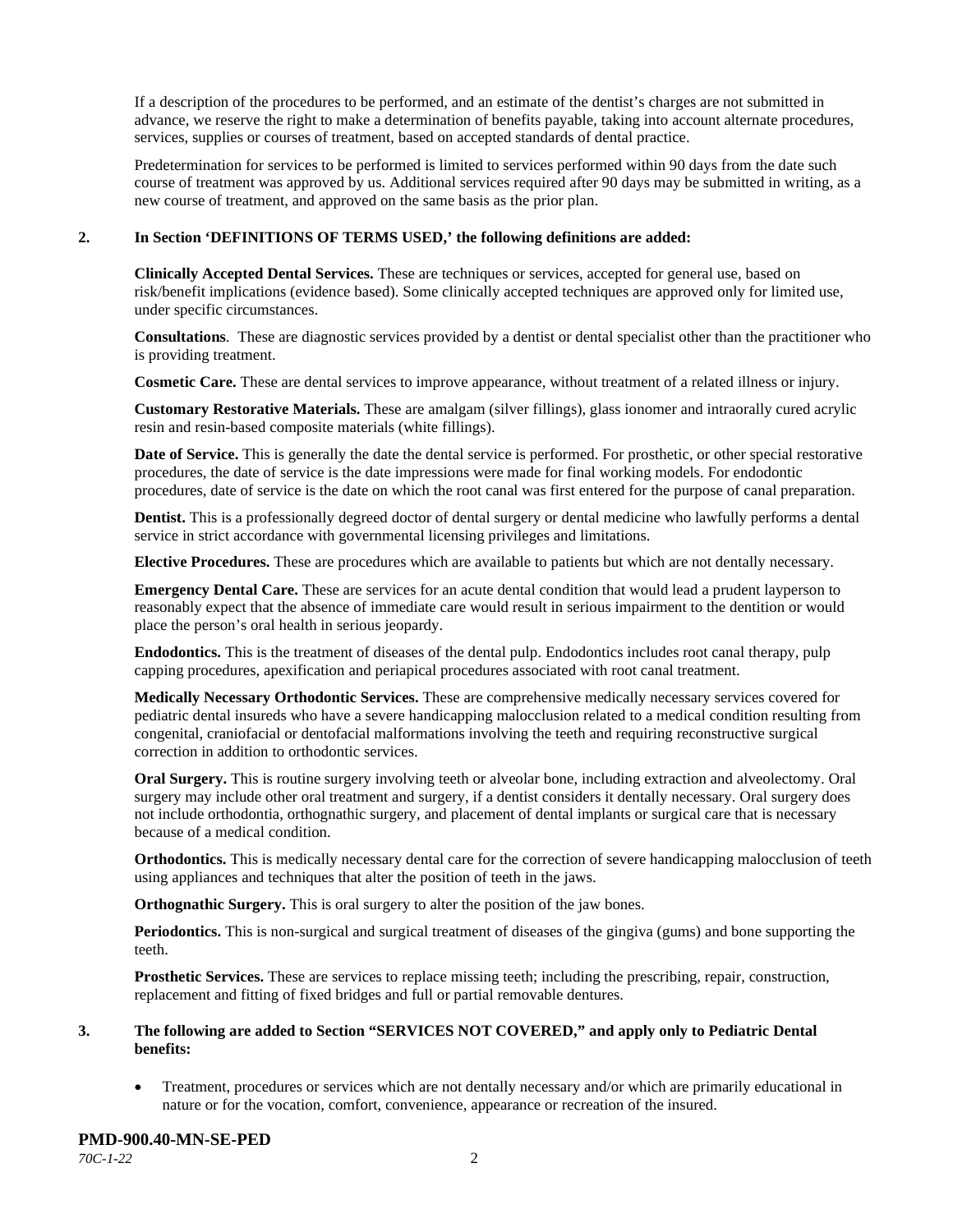If a description of the procedures to be performed, and an estimate of the dentist's charges are not submitted in advance, we reserve the right to make a determination of benefits payable, taking into account alternate procedures, services, supplies or courses of treatment, based on accepted standards of dental practice.

Predetermination for services to be performed is limited to services performed within 90 days from the date such course of treatment was approved by us. Additional services required after 90 days may be submitted in writing, as a new course of treatment, and approved on the same basis as the prior plan.

**2. In Section 'DEFINITIONS OF TERMS USED,' the following definitions are added:**

**Clinically Accepted Dental Services.** These are techniques or services, accepted for general use, based on risk/benefit implications (evidence based). Some clinically accepted techniques are approved only for limited use, under specific circumstances.

**Consultations**. These are diagnostic services provided by a dentist or dental specialist other than the practitioner who is providing treatment.

**Cosmetic Care.** These are dental services to improve appearance, without treatment of a related illness or injury.

**Customary Restorative Materials.** These are amalgam (silver fillings), glass ionomer and intraorally cured acrylic resin and resin-based composite materials (white fillings).

**Date of Service.** This is generally the date the dental service is performed. For prosthetic, or other special restorative procedures, the date of service is the date impressions were made for final working models. For endodontic procedures, date of service is the date on which the root canal was first entered for the purpose of canal preparation.

**Dentist.** This is a professionally degreed doctor of dental surgery or dental medicine who lawfully performs a dental service in strict accordance with governmental licensing privileges and limitations.

**Elective Procedures.** These are procedures which are available to patients but which are not dentally necessary.

**Emergency Dental Care.** These are services for an acute dental condition that would lead a prudent layperson to reasonably expect that the absence of immediate care would result in serious impairment to the dentition or would place the person's oral health in serious jeopardy.

**Endodontics.** This is the treatment of diseases of the dental pulp. Endodontics includes root canal therapy, pulp capping procedures, apexification and periapical procedures associated with root canal treatment.

**Medically Necessary Orthodontic Services.** These are comprehensive medically necessary services covered for pediatric dental insureds who have a severe handicapping malocclusion related to a medical condition resulting from congenital, craniofacial or dentofacial malformations involving the teeth and requiring reconstructive surgical correction in addition to orthodontic services.

**Oral Surgery.** This is routine surgery involving teeth or alveolar bone, including extraction and alveolectomy. Oral surgery may include other oral treatment and surgery, if a dentist considers it dentally necessary. Oral surgery does not include orthodontia, orthognathic surgery, and placement of dental implants or surgical care that is necessary because of a medical condition.

**Orthodontics.** This is medically necessary dental care for the correction of severe handicapping malocclusion of teeth using appliances and techniques that alter the position of teeth in the jaws.

**Orthognathic Surgery.** This is oral surgery to alter the position of the jaw bones.

**Periodontics.** This is non-surgical and surgical treatment of diseases of the gingiva (gums) and bone supporting the teeth.

**Prosthetic Services.** These are services to replace missing teeth; including the prescribing, repair, construction, replacement and fitting of fixed bridges and full or partial removable dentures.

**3. The following are added to Section "SERVICES NOT COVERED," and apply only to Pediatric Dental benefits:**

- Treatment, procedures or services which are not dentally necessary and/or which are primarily educational in nature or for the vocation, comfort, convenience, appearance or recreation of the insured.

**PMD-900.40-MN-SE-PED**
*70C-1-22*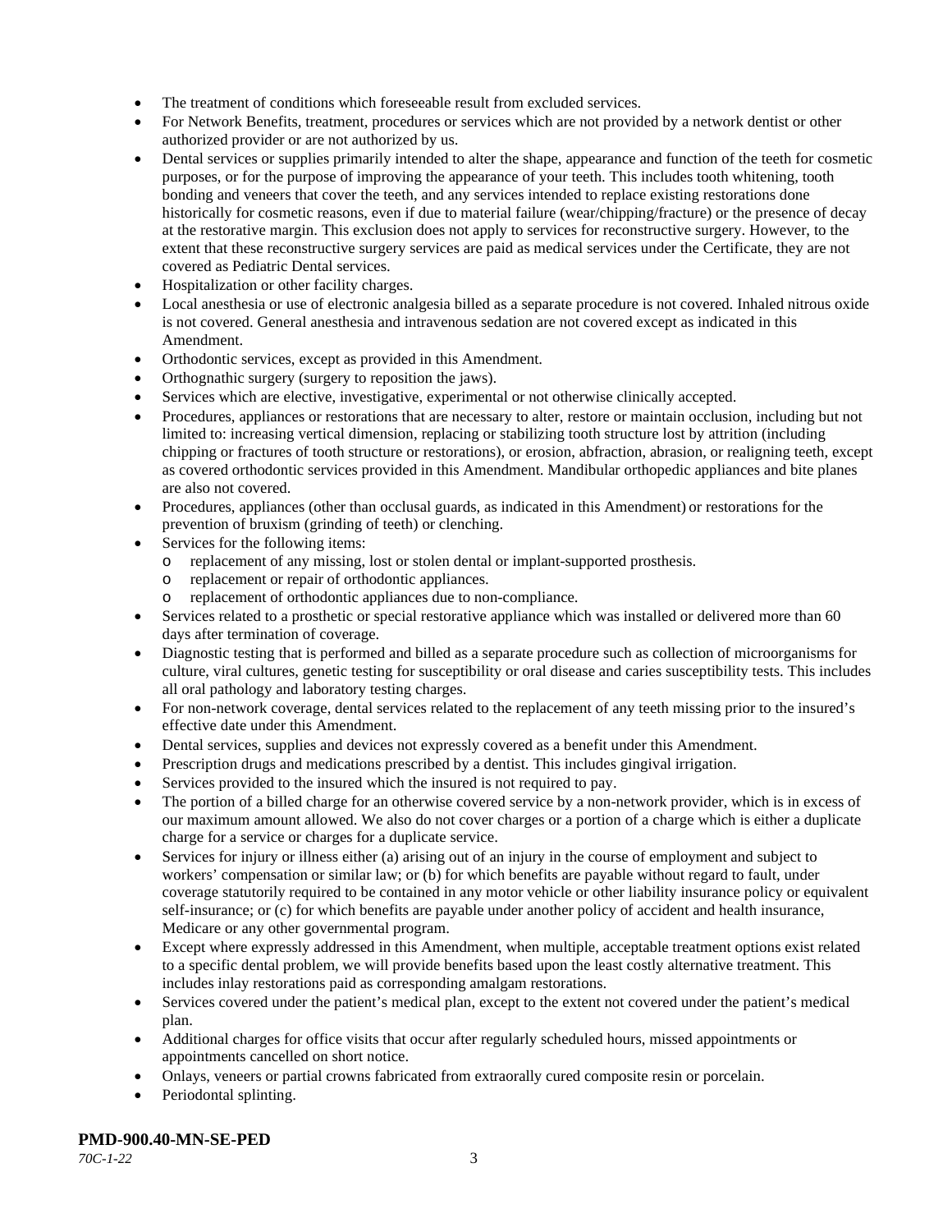- The treatment of conditions which foreseeable result from excluded services.
- For Network Benefits, treatment, procedures or services which are not provided by a network dentist or other authorized provider or are not authorized by us.
- Dental services or supplies primarily intended to alter the shape, appearance and function of the teeth for cosmetic purposes, or for the purpose of improving the appearance of your teeth. This includes tooth whitening, tooth bonding and veneers that cover the teeth, and any services intended to replace existing restorations done historically for cosmetic reasons, even if due to material failure (wear/chipping/fracture) or the presence of decay at the restorative margin. This exclusion does not apply to services for reconstructive surgery. However, to the extent that these reconstructive surgery services are paid as medical services under the Certificate, they are not covered as Pediatric Dental services.
- Hospitalization or other facility charges.
- Local anesthesia or use of electronic analgesia billed as a separate procedure is not covered. Inhaled nitrous oxide is not covered. General anesthesia and intravenous sedation are not covered except as indicated in this Amendment.
- Orthodontic services, except as provided in this Amendment.
- Orthognathic surgery (surgery to reposition the jaws).
- Services which are elective, investigative, experimental or not otherwise clinically accepted.
- Procedures, appliances or restorations that are necessary to alter, restore or maintain occlusion, including but not limited to: increasing vertical dimension, replacing or stabilizing tooth structure lost by attrition (including chipping or fractures of tooth structure or restorations), or erosion, abfraction, abrasion, or realigning teeth, except as covered orthodontic services provided in this Amendment. Mandibular orthopedic appliances and bite planes are also not covered.
- Procedures, appliances (other than occlusal guards, as indicated in this Amendment) or restorations for the prevention of bruxism (grinding of teeth) or clenching.
- Services for the following items:
  - replacement of any missing, lost or stolen dental or implant-supported prosthesis.
  - replacement or repair of orthodontic appliances.
  - replacement of orthodontic appliances due to non-compliance.
- Services related to a prosthetic or special restorative appliance which was installed or delivered more than 60 days after termination of coverage.
- Diagnostic testing that is performed and billed as a separate procedure such as collection of microorganisms for culture, viral cultures, genetic testing for susceptibility or oral disease and caries susceptibility tests. This includes all oral pathology and laboratory testing charges.
- For non-network coverage, dental services related to the replacement of any teeth missing prior to the insured's effective date under this Amendment.
- Dental services, supplies and devices not expressly covered as a benefit under this Amendment.
- Prescription drugs and medications prescribed by a dentist. This includes gingival irrigation.
- Services provided to the insured which the insured is not required to pay.
- The portion of a billed charge for an otherwise covered service by a non-network provider, which is in excess of our maximum amount allowed. We also do not cover charges or a portion of a charge which is either a duplicate charge for a service or charges for a duplicate service.
- Services for injury or illness either (a) arising out of an injury in the course of employment and subject to workers' compensation or similar law; or (b) for which benefits are payable without regard to fault, under coverage statutorily required to be contained in any motor vehicle or other liability insurance policy or equivalent self-insurance; or (c) for which benefits are payable under another policy of accident and health insurance, Medicare or any other governmental program.
- Except where expressly addressed in this Amendment, when multiple, acceptable treatment options exist related to a specific dental problem, we will provide benefits based upon the least costly alternative treatment. This includes inlay restorations paid as corresponding amalgam restorations.
- Services covered under the patient's medical plan, except to the extent not covered under the patient's medical plan.
- Additional charges for office visits that occur after regularly scheduled hours, missed appointments or appointments cancelled on short notice.
- Onlays, veneers or partial crowns fabricated from extraorally cured composite resin or porcelain.
- Periodontal splinting.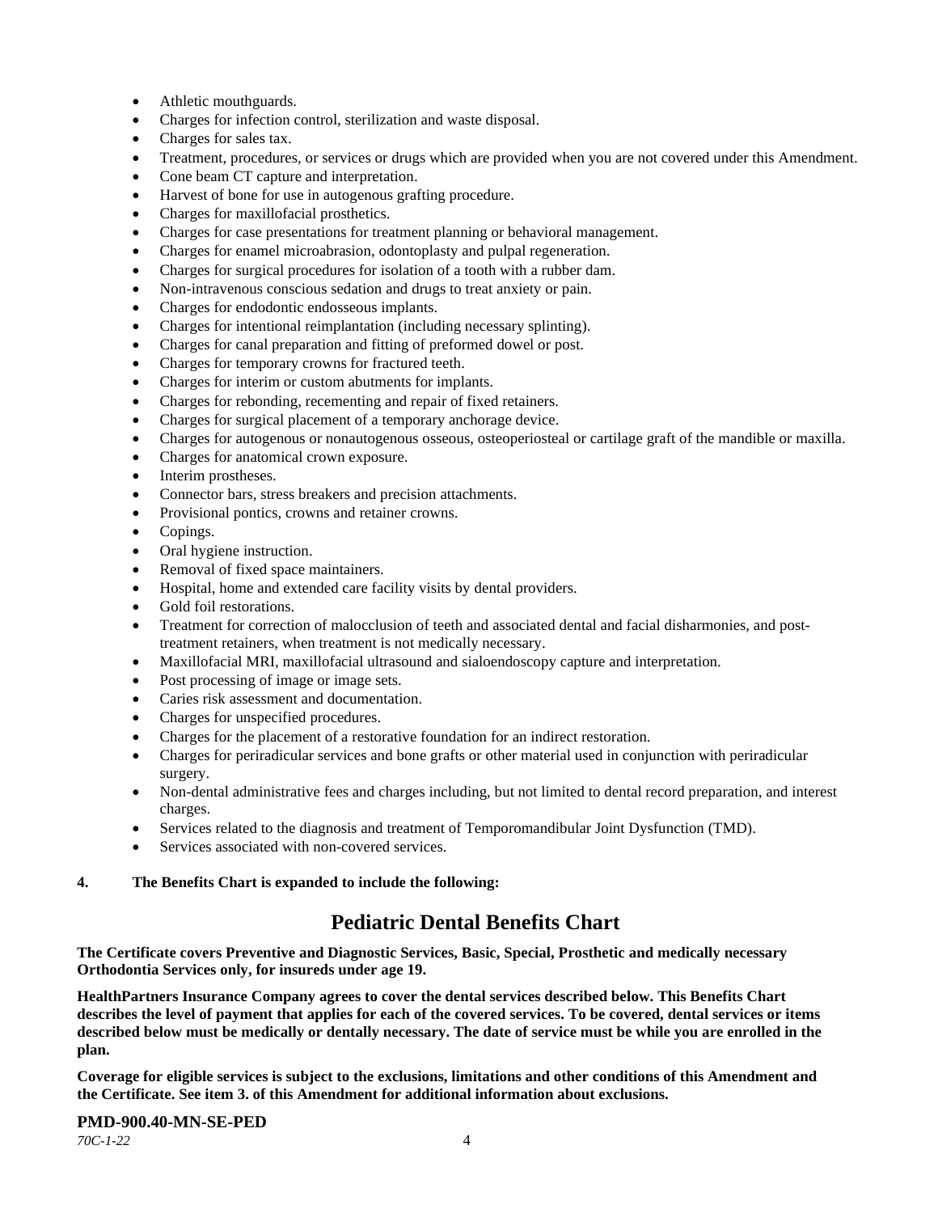- Athletic mouthguards.
- Charges for infection control, sterilization and waste disposal.
- Charges for sales tax.
- Treatment, procedures, or services or drugs which are provided when you are not covered under this Amendment.
- Cone beam CT capture and interpretation.
- Harvest of bone for use in autogenous grafting procedure.
- Charges for maxillofacial prosthetics.
- Charges for case presentations for treatment planning or behavioral management.
- Charges for enamel microabrasion, odontoplasty and pulpal regeneration.
- Charges for surgical procedures for isolation of a tooth with a rubber dam.
- Non-intravenous conscious sedation and drugs to treat anxiety or pain.
- Charges for endodontic endosseous implants.
- Charges for intentional reimplantation (including necessary splinting).
- Charges for canal preparation and fitting of preformed dowel or post.
- Charges for temporary crowns for fractured teeth.
- Charges for interim or custom abutments for implants.
- Charges for rebonding, recementing and repair of fixed retainers.
- Charges for surgical placement of a temporary anchorage device.
- Charges for autogenous or nonautogenous osseous, osteoperiosteal or cartilage graft of the mandible or maxilla.
- Charges for anatomical crown exposure.
- Interim prostheses.
- Connector bars, stress breakers and precision attachments.
- Provisional pontics, crowns and retainer crowns.
- Copings.
- Oral hygiene instruction.
- Removal of fixed space maintainers.
- Hospital, home and extended care facility visits by dental providers.
- Gold foil restorations.
- Treatment for correction of malocclusion of teeth and associated dental and facial disharmonies, and post-treatment retainers, when treatment is not medically necessary.
- Maxillofacial MRI, maxillofacial ultrasound and sialoendoscopy capture and interpretation.
- Post processing of image or image sets.
- Caries risk assessment and documentation.
- Charges for unspecified procedures.
- Charges for the placement of a restorative foundation for an indirect restoration.
- Charges for periradicular services and bone grafts or other material used in conjunction with periradicular surgery.
- Non-dental administrative fees and charges including, but not limited to dental record preparation, and interest charges.
- Services related to the diagnosis and treatment of Temporomandibular Joint Dysfunction (TMD).
- Services associated with non-covered services.

**4. The Benefits Chart is expanded to include the following:**

## Pediatric Dental Benefits Chart

**The Certificate covers Preventive and Diagnostic Services, Basic, Special, Prosthetic and medically necessary Orthodontia Services only, for insureds under age 19.**

**HealthPartners Insurance Company agrees to cover the dental services described below. This Benefits Chart describes the level of payment that applies for each of the covered services. To be covered, dental services or items described below must be medically or dentally necessary. The date of service must be while you are enrolled in the plan.**

**Coverage for eligible services is subject to the exclusions, limitations and other conditions of this Amendment and the Certificate. See item 3. of this Amendment for additional information about exclusions.**

**PMD-900.40-MN-SE-PED**

*70C-1-22*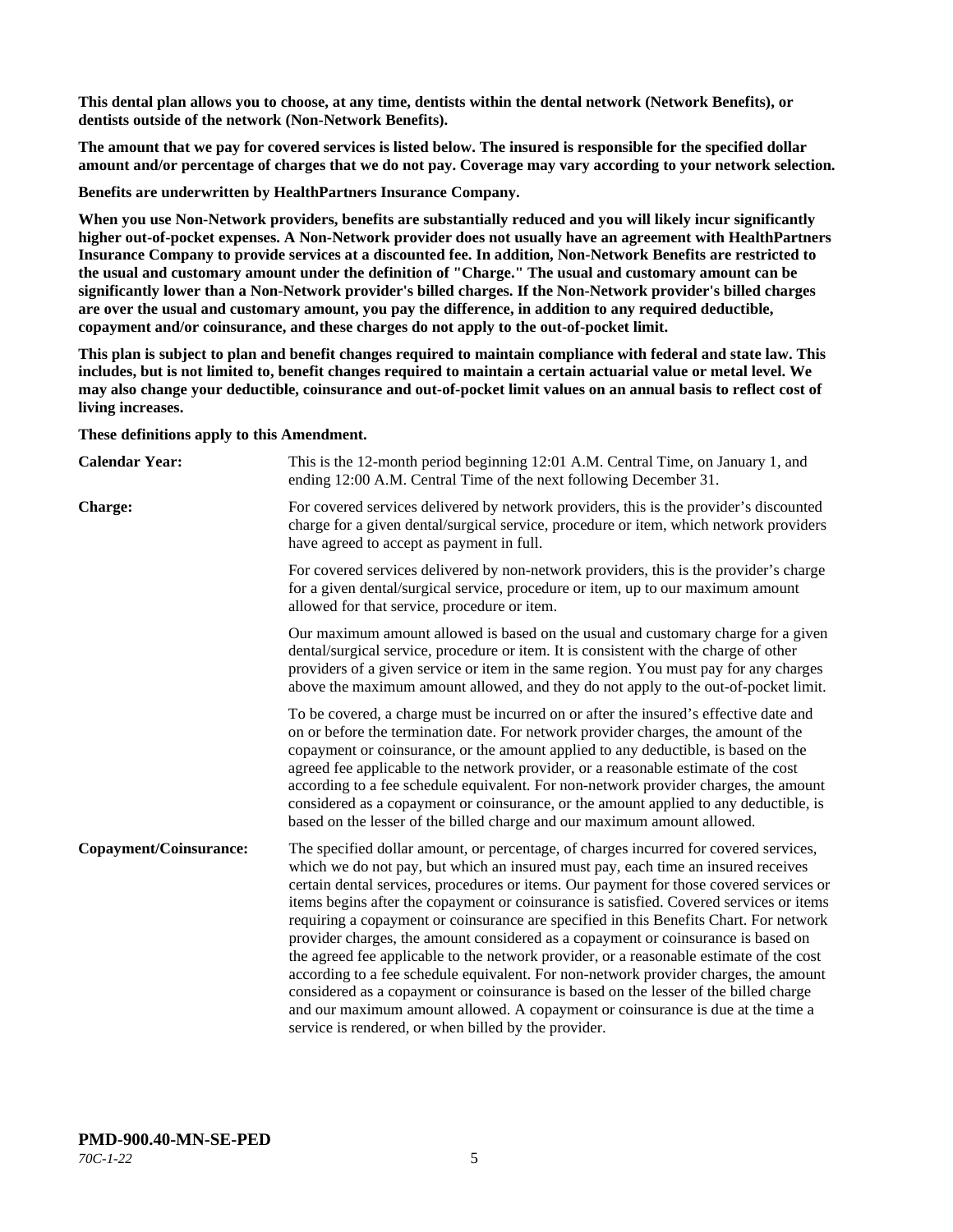**This dental plan allows you to choose, at any time, dentists within the dental network (Network Benefits), or dentists outside of the network (Non-Network Benefits).**

**The amount that we pay for covered services is listed below. The insured is responsible for the specified dollar amount and/or percentage of charges that we do not pay. Coverage may vary according to your network selection.**

**Benefits are underwritten by HealthPartners Insurance Company.**

**When you use Non-Network providers, benefits are substantially reduced and you will likely incur significantly higher out-of-pocket expenses. A Non-Network provider does not usually have an agreement with HealthPartners Insurance Company to provide services at a discounted fee. In addition, Non-Network Benefits are restricted to the usual and customary amount under the definition of "Charge." The usual and customary amount can be significantly lower than a Non-Network provider's billed charges. If the Non-Network provider's billed charges are over the usual and customary amount, you pay the difference, in addition to any required deductible, copayment and/or coinsurance, and these charges do not apply to the out-of-pocket limit.**

**This plan is subject to plan and benefit changes required to maintain compliance with federal and state law. This includes, but is not limited to, benefit changes required to maintain a certain actuarial value or metal level. We may also change your deductible, coinsurance and out-of-pocket limit values on an annual basis to reflect cost of living increases.**

**These definitions apply to this Amendment.**

**Calendar Year:** This is the 12-month period beginning 12:01 A.M. Central Time, on January 1, and ending 12:00 A.M. Central Time of the next following December 31.

**Charge:** For covered services delivered by network providers, this is the provider's discounted charge for a given dental/surgical service, procedure or item, which network providers have agreed to accept as payment in full.

For covered services delivered by non-network providers, this is the provider's charge for a given dental/surgical service, procedure or item, up to our maximum amount allowed for that service, procedure or item.

Our maximum amount allowed is based on the usual and customary charge for a given dental/surgical service, procedure or item. It is consistent with the charge of other providers of a given service or item in the same region. You must pay for any charges above the maximum amount allowed, and they do not apply to the out-of-pocket limit.

To be covered, a charge must be incurred on or after the insured's effective date and on or before the termination date. For network provider charges, the amount of the copayment or coinsurance, or the amount applied to any deductible, is based on the agreed fee applicable to the network provider, or a reasonable estimate of the cost according to a fee schedule equivalent. For non-network provider charges, the amount considered as a copayment or coinsurance, or the amount applied to any deductible, is based on the lesser of the billed charge and our maximum amount allowed.

**Copayment/Coinsurance:** The specified dollar amount, or percentage, of charges incurred for covered services, which we do not pay, but which an insured must pay, each time an insured receives certain dental services, procedures or items. Our payment for those covered services or items begins after the copayment or coinsurance is satisfied. Covered services or items requiring a copayment or coinsurance are specified in this Benefits Chart. For network provider charges, the amount considered as a copayment or coinsurance is based on the agreed fee applicable to the network provider, or a reasonable estimate of the cost according to a fee schedule equivalent. For non-network provider charges, the amount considered as a copayment or coinsurance is based on the lesser of the billed charge and our maximum amount allowed. A copayment or coinsurance is due at the time a service is rendered, or when billed by the provider.

**PMD-900.40-MN-SE-PED**
*70C-1-22*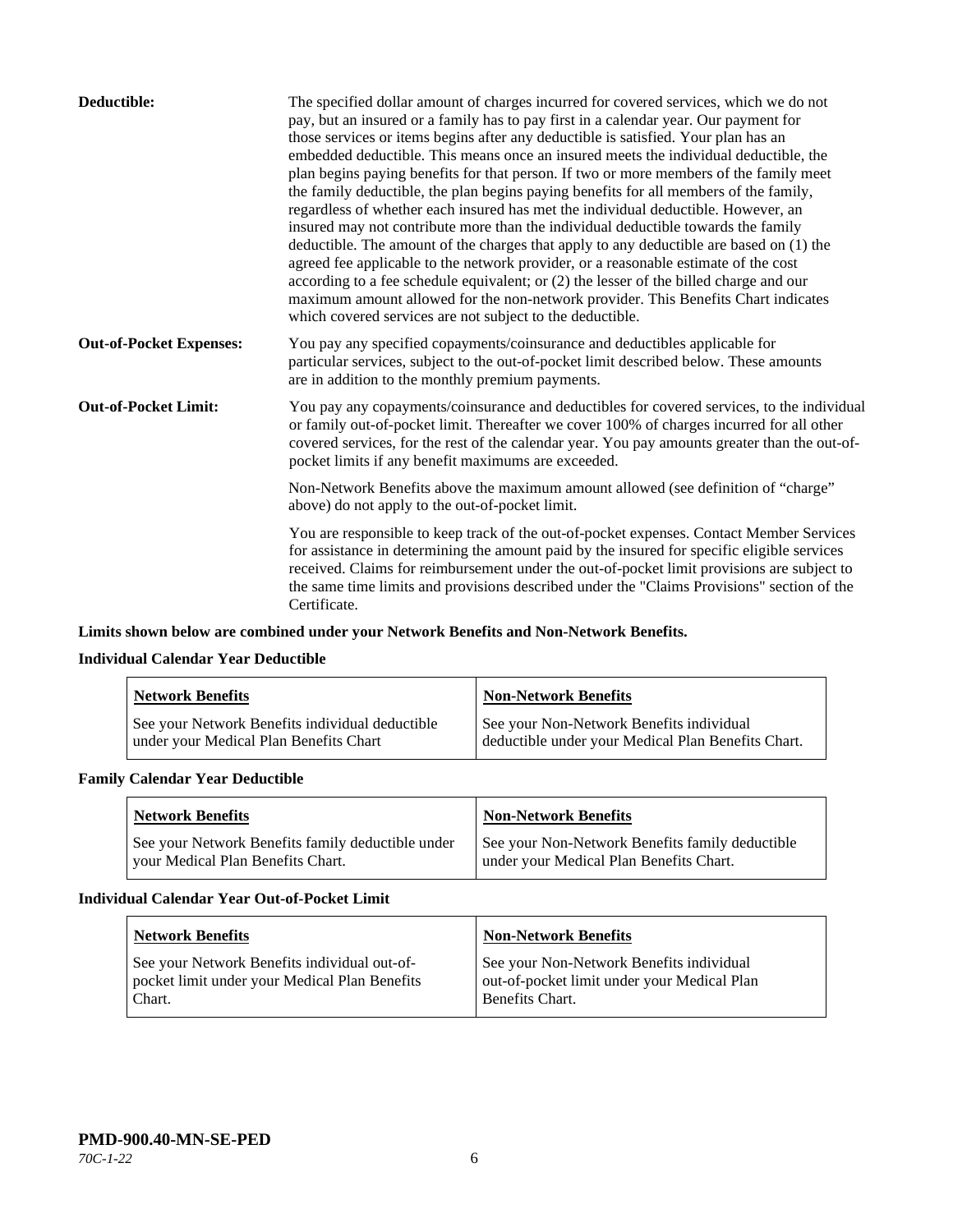**Deductible:** The specified dollar amount of charges incurred for covered services, which we do not pay, but an insured or a family has to pay first in a calendar year. Our payment for those services or items begins after any deductible is satisfied. Your plan has an embedded deductible. This means once an insured meets the individual deductible, the plan begins paying benefits for that person. If two or more members of the family meet the family deductible, the plan begins paying benefits for all members of the family, regardless of whether each insured has met the individual deductible. However, an insured may not contribute more than the individual deductible towards the family deductible. The amount of the charges that apply to any deductible are based on (1) the agreed fee applicable to the network provider, or a reasonable estimate of the cost according to a fee schedule equivalent; or (2) the lesser of the billed charge and our maximum amount allowed for the non-network provider. This Benefits Chart indicates which covered services are not subject to the deductible.

**Out-of-Pocket Expenses:** You pay any specified copayments/coinsurance and deductibles applicable for particular services, subject to the out-of-pocket limit described below. These amounts are in addition to the monthly premium payments.

**Out-of-Pocket Limit:** You pay any copayments/coinsurance and deductibles for covered services, to the individual or family out-of-pocket limit. Thereafter we cover 100% of charges incurred for all other covered services, for the rest of the calendar year. You pay amounts greater than the out-of-pocket limits if any benefit maximums are exceeded.

Non-Network Benefits above the maximum amount allowed (see definition of "charge" above) do not apply to the out-of-pocket limit.

You are responsible to keep track of the out-of-pocket expenses. Contact Member Services for assistance in determining the amount paid by the insured for specific eligible services received. Claims for reimbursement under the out-of-pocket limit provisions are subject to the same time limits and provisions described under the "Claims Provisions" section of the Certificate.

**Limits shown below are combined under your Network Benefits and Non-Network Benefits.**

**Individual Calendar Year Deductible**

| Network Benefits | Non-Network Benefits |
|---|---|
| See your Network Benefits individual deductible under your Medical Plan Benefits Chart | See your Non-Network Benefits individual deductible under your Medical Plan Benefits Chart. |

**Family Calendar Year Deductible**

| Network Benefits | Non-Network Benefits |
|---|---|
| See your Network Benefits family deductible under your Medical Plan Benefits Chart. | See your Non-Network Benefits family deductible under your Medical Plan Benefits Chart. |

**Individual Calendar Year Out-of-Pocket Limit**

| Network Benefits | Non-Network Benefits |
|---|---|
| See your Network Benefits individual out-of-pocket limit under your Medical Plan Benefits Chart. | See your Non-Network Benefits individual out-of-pocket limit under your Medical Plan Benefits Chart. |

**PMD-900.40-MN-SE-PED**
*70C-1-22*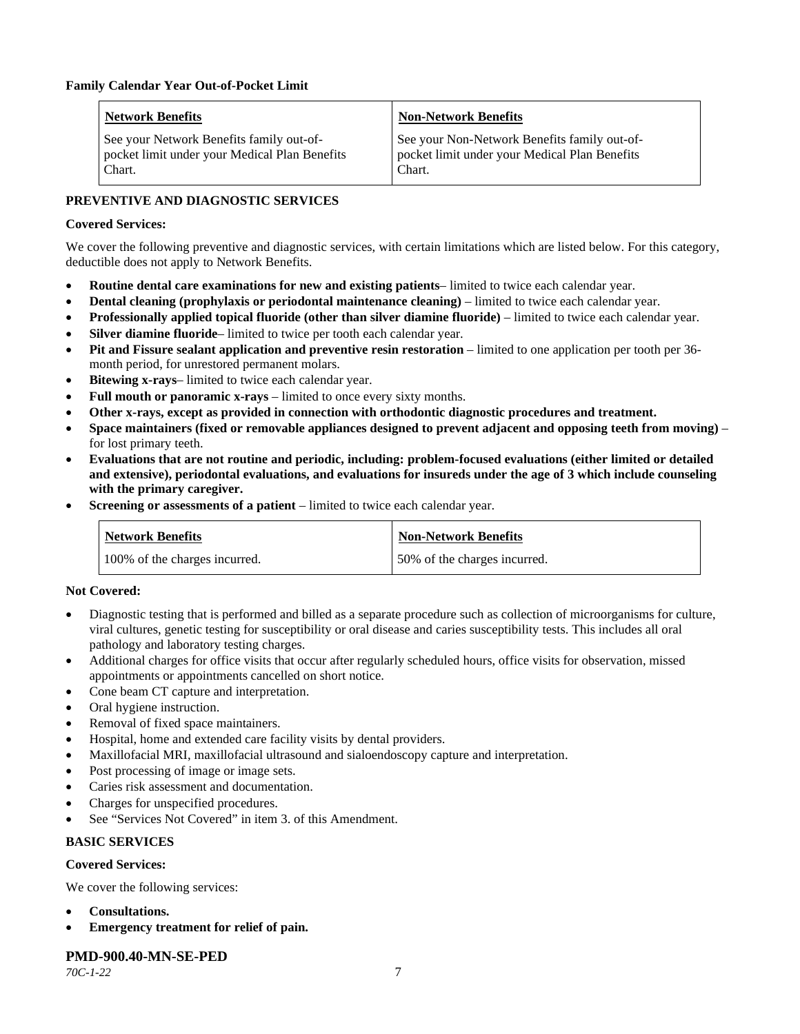**Family Calendar Year Out-of-Pocket Limit**

| Network Benefits | Non-Network Benefits |
| --- | --- |
| See your Network Benefits family out-of-pocket limit under your Medical Plan Benefits Chart. | See your Non-Network Benefits family out-of-pocket limit under your Medical Plan Benefits Chart. |

**PREVENTIVE AND DIAGNOSTIC SERVICES**

**Covered Services:**

We cover the following preventive and diagnostic services, with certain limitations which are listed below. For this category, deductible does not apply to Network Benefits.

- **Routine dental care examinations for new and existing patients**– limited to twice each calendar year.
- **Dental cleaning (prophylaxis or periodontal maintenance cleaning)** – limited to twice each calendar year.
- **Professionally applied topical fluoride (other than silver diamine fluoride)** – limited to twice each calendar year.
- **Silver diamine fluoride**– limited to twice per tooth each calendar year.
- **Pit and Fissure sealant application and preventive resin restoration** – limited to one application per tooth per 36-month period, for unrestored permanent molars.
- **Bitewing x-rays**– limited to twice each calendar year.
- **Full mouth or panoramic x-rays** – limited to once every sixty months.
- **Other x-rays, except as provided in connection with orthodontic diagnostic procedures and treatment.**
- **Space maintainers (fixed or removable appliances designed to prevent adjacent and opposing teeth from moving)** – for lost primary teeth.
- **Evaluations that are not routine and periodic, including: problem-focused evaluations (either limited or detailed and extensive), periodontal evaluations, and evaluations for insureds under the age of 3 which include counseling with the primary caregiver.**
- **Screening or assessments of a patient** – limited to twice each calendar year.

| Network Benefits | Non-Network Benefits |
| --- | --- |
| 100% of the charges incurred. | 50% of the charges incurred. |

**Not Covered:**

- Diagnostic testing that is performed and billed as a separate procedure such as collection of microorganisms for culture, viral cultures, genetic testing for susceptibility or oral disease and caries susceptibility tests. This includes all oral pathology and laboratory testing charges.
- Additional charges for office visits that occur after regularly scheduled hours, office visits for observation, missed appointments or appointments cancelled on short notice.
- Cone beam CT capture and interpretation.
- Oral hygiene instruction.
- Removal of fixed space maintainers.
- Hospital, home and extended care facility visits by dental providers.
- Maxillofacial MRI, maxillofacial ultrasound and sialoendoscopy capture and interpretation.
- Post processing of image or image sets.
- Caries risk assessment and documentation.
- Charges for unspecified procedures.
- See "Services Not Covered" in item 3. of this Amendment.

**BASIC SERVICES**

**Covered Services:**

We cover the following services:

- **Consultations.**
- **Emergency treatment for relief of pain.**

**PMD-900.40-MN-SE-PED**
*70C-1-22*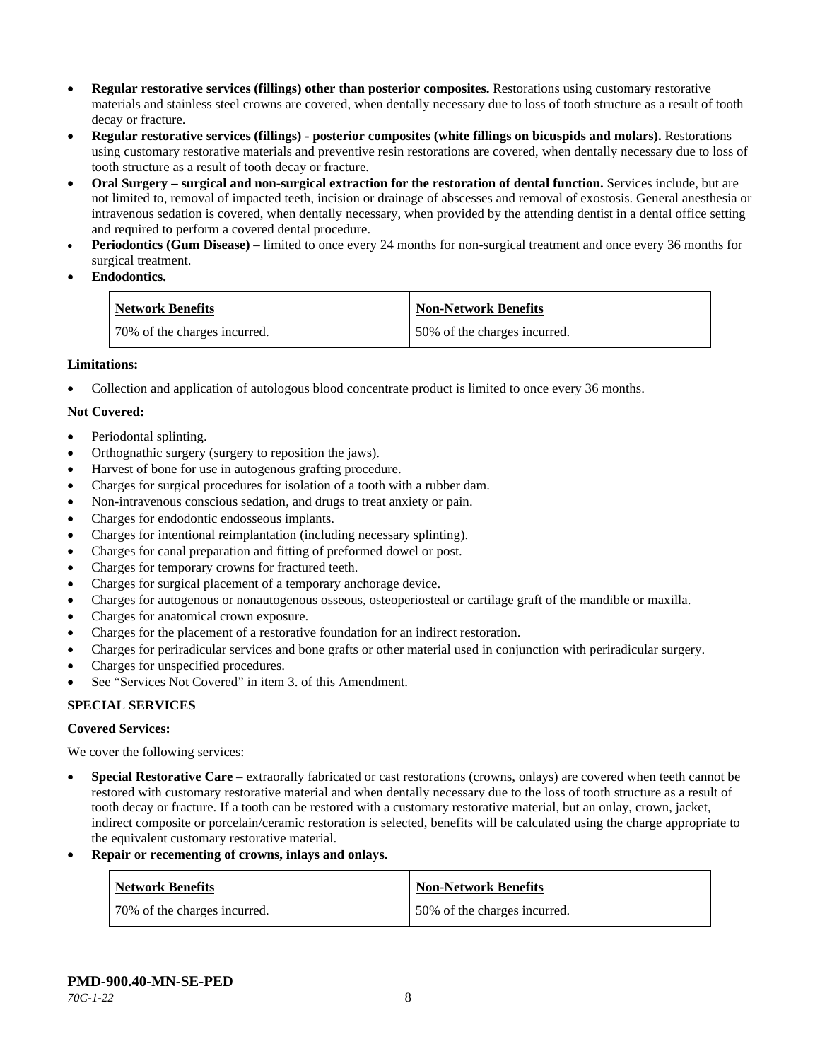- **Regular restorative services (fillings) other than posterior composites.** Restorations using customary restorative materials and stainless steel crowns are covered, when dentally necessary due to loss of tooth structure as a result of tooth decay or fracture.
- **Regular restorative services (fillings) - posterior composites (white fillings on bicuspids and molars).** Restorations using customary restorative materials and preventive resin restorations are covered, when dentally necessary due to loss of tooth structure as a result of tooth decay or fracture.
- **Oral Surgery – surgical and non-surgical extraction for the restoration of dental function.** Services include, but are not limited to, removal of impacted teeth, incision or drainage of abscesses and removal of exostosis. General anesthesia or intravenous sedation is covered, when dentally necessary, when provided by the attending dentist in a dental office setting and required to perform a covered dental procedure.
- **Periodontics (Gum Disease)** – limited to once every 24 months for non-surgical treatment and once every 36 months for surgical treatment.
- **Endodontics.**

| Network Benefits | Non-Network Benefits |
|---|---|
| 70% of the charges incurred. | 50% of the charges incurred. |

**Limitations:**

- Collection and application of autologous blood concentrate product is limited to once every 36 months.

**Not Covered:**

- Periodontal splinting.
- Orthognathic surgery (surgery to reposition the jaws).
- Harvest of bone for use in autogenous grafting procedure.
- Charges for surgical procedures for isolation of a tooth with a rubber dam.
- Non-intravenous conscious sedation, and drugs to treat anxiety or pain.
- Charges for endodontic endosseous implants.
- Charges for intentional reimplantation (including necessary splinting).
- Charges for canal preparation and fitting of preformed dowel or post.
- Charges for temporary crowns for fractured teeth.
- Charges for surgical placement of a temporary anchorage device.
- Charges for autogenous or nonautogenous osseous, osteoperiosteal or cartilage graft of the mandible or maxilla.
- Charges for anatomical crown exposure.
- Charges for the placement of a restorative foundation for an indirect restoration.
- Charges for periradicular services and bone grafts or other material used in conjunction with periradicular surgery.
- Charges for unspecified procedures.
- See "Services Not Covered" in item 3. of this Amendment.

**SPECIAL SERVICES**

**Covered Services:**

We cover the following services:

- **Special Restorative Care** – extraorally fabricated or cast restorations (crowns, onlays) are covered when teeth cannot be restored with customary restorative material and when dentally necessary due to the loss of tooth structure as a result of tooth decay or fracture. If a tooth can be restored with a customary restorative material, but an onlay, crown, jacket, indirect composite or porcelain/ceramic restoration is selected, benefits will be calculated using the charge appropriate to the equivalent customary restorative material.
- **Repair or recementing of crowns, inlays and onlays.**

| Network Benefits | Non-Network Benefits |
|---|---|
| 70% of the charges incurred. | 50% of the charges incurred. |

**PMD-900.40-MN-SE-PED**
*70C-1-22*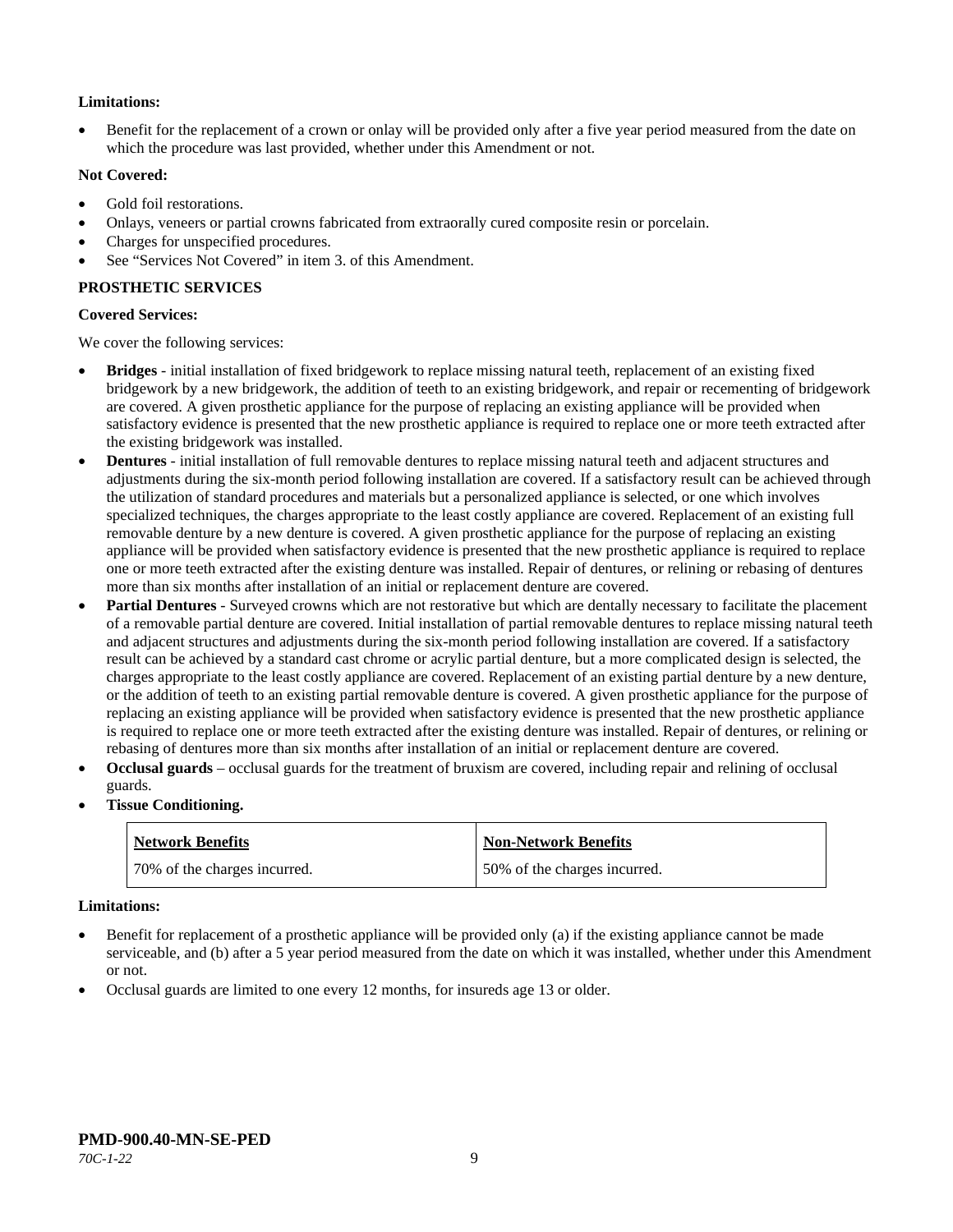**Limitations:**

- Benefit for the replacement of a crown or onlay will be provided only after a five year period measured from the date on which the procedure was last provided, whether under this Amendment or not.

**Not Covered:**

- Gold foil restorations.
- Onlays, veneers or partial crowns fabricated from extraorally cured composite resin or porcelain.
- Charges for unspecified procedures.
- See "Services Not Covered" in item 3. of this Amendment.

**PROSTHETIC SERVICES**

**Covered Services:**

We cover the following services:

- **Bridges** - initial installation of fixed bridgework to replace missing natural teeth, replacement of an existing fixed bridgework by a new bridgework, the addition of teeth to an existing bridgework, and repair or recementing of bridgework are covered. A given prosthetic appliance for the purpose of replacing an existing appliance will be provided when satisfactory evidence is presented that the new prosthetic appliance is required to replace one or more teeth extracted after the existing bridgework was installed.
- **Dentures** - initial installation of full removable dentures to replace missing natural teeth and adjacent structures and adjustments during the six-month period following installation are covered. If a satisfactory result can be achieved through the utilization of standard procedures and materials but a personalized appliance is selected, or one which involves specialized techniques, the charges appropriate to the least costly appliance are covered. Replacement of an existing full removable denture by a new denture is covered. A given prosthetic appliance for the purpose of replacing an existing appliance will be provided when satisfactory evidence is presented that the new prosthetic appliance is required to replace one or more teeth extracted after the existing denture was installed. Repair of dentures, or relining or rebasing of dentures more than six months after installation of an initial or replacement denture are covered.
- **Partial Dentures** - Surveyed crowns which are not restorative but which are dentally necessary to facilitate the placement of a removable partial denture are covered. Initial installation of partial removable dentures to replace missing natural teeth and adjacent structures and adjustments during the six-month period following installation are covered. If a satisfactory result can be achieved by a standard cast chrome or acrylic partial denture, but a more complicated design is selected, the charges appropriate to the least costly appliance are covered. Replacement of an existing partial denture by a new denture, or the addition of teeth to an existing partial removable denture is covered. A given prosthetic appliance for the purpose of replacing an existing appliance will be provided when satisfactory evidence is presented that the new prosthetic appliance is required to replace one or more teeth extracted after the existing denture was installed. Repair of dentures, or relining or rebasing of dentures more than six months after installation of an initial or replacement denture are covered.
- **Occlusal guards** – occlusal guards for the treatment of bruxism are covered, including repair and relining of occlusal guards.
- **Tissue Conditioning.**

| Network Benefits | Non-Network Benefits |
|---|---|
| 70% of the charges incurred. | 50% of the charges incurred. |

**Limitations:**

- Benefit for replacement of a prosthetic appliance will be provided only (a) if the existing appliance cannot be made serviceable, and (b) after a 5 year period measured from the date on which it was installed, whether under this Amendment or not.
- Occlusal guards are limited to one every 12 months, for insureds age 13 or older.

**PMD-900.40-MN-SE-PED**
*70C-1-22*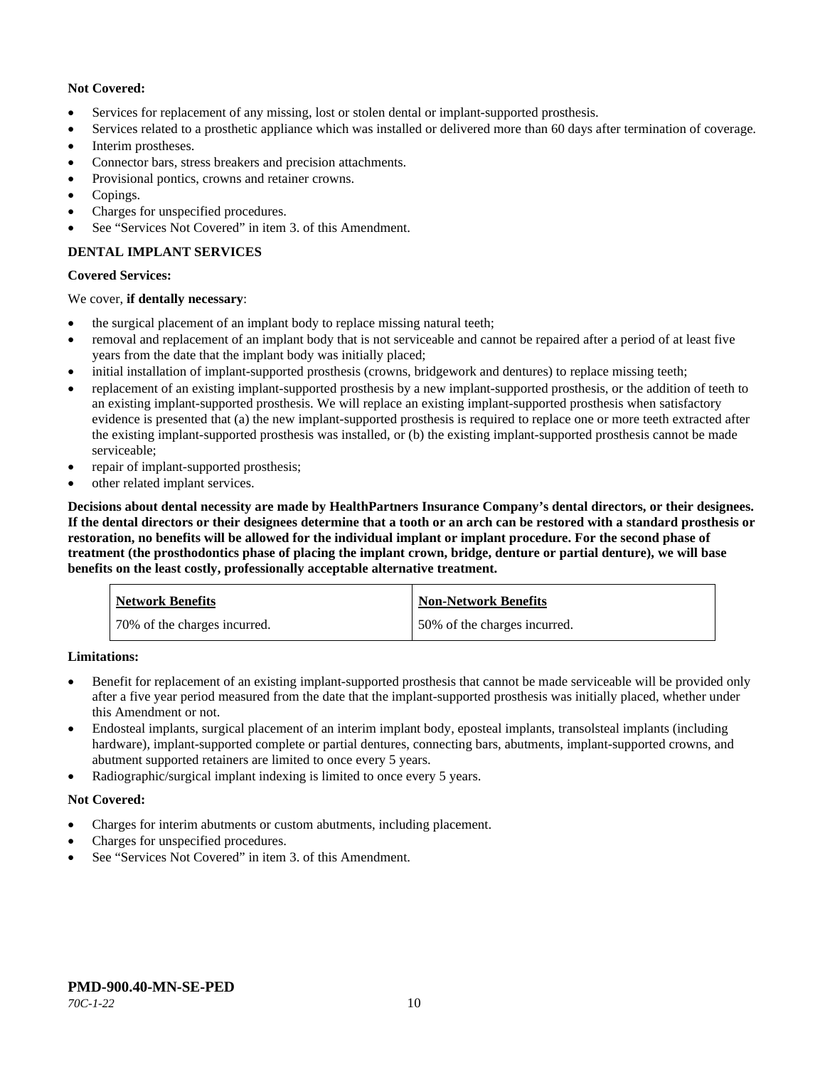**Not Covered:**

- Services for replacement of any missing, lost or stolen dental or implant-supported prosthesis.
- Services related to a prosthetic appliance which was installed or delivered more than 60 days after termination of coverage.
- Interim prostheses.
- Connector bars, stress breakers and precision attachments.
- Provisional pontics, crowns and retainer crowns.
- Copings.
- Charges for unspecified procedures.
- See "Services Not Covered" in item 3. of this Amendment.

**DENTAL IMPLANT SERVICES**

**Covered Services:**

We cover, **if dentally necessary**:

- the surgical placement of an implant body to replace missing natural teeth;
- removal and replacement of an implant body that is not serviceable and cannot be repaired after a period of at least five years from the date that the implant body was initially placed;
- initial installation of implant-supported prosthesis (crowns, bridgework and dentures) to replace missing teeth;
- replacement of an existing implant-supported prosthesis by a new implant-supported prosthesis, or the addition of teeth to an existing implant-supported prosthesis. We will replace an existing implant-supported prosthesis when satisfactory evidence is presented that (a) the new implant-supported prosthesis is required to replace one or more teeth extracted after the existing implant-supported prosthesis was installed, or (b) the existing implant-supported prosthesis cannot be made serviceable;
- repair of implant-supported prosthesis;
- other related implant services.

**Decisions about dental necessity are made by HealthPartners Insurance Company's dental directors, or their designees. If the dental directors or their designees determine that a tooth or an arch can be restored with a standard prosthesis or restoration, no benefits will be allowed for the individual implant or implant procedure. For the second phase of treatment (the prosthodontics phase of placing the implant crown, bridge, denture or partial denture), we will base benefits on the least costly, professionally acceptable alternative treatment.**

| Network Benefits | Non-Network Benefits |
|---|---|
| 70% of the charges incurred. | 50% of the charges incurred. |

**Limitations:**

- Benefit for replacement of an existing implant-supported prosthesis that cannot be made serviceable will be provided only after a five year period measured from the date that the implant-supported prosthesis was initially placed, whether under this Amendment or not.
- Endosteal implants, surgical placement of an interim implant body, eposteal implants, transolsteal implants (including hardware), implant-supported complete or partial dentures, connecting bars, abutments, implant-supported crowns, and abutment supported retainers are limited to once every 5 years.
- Radiographic/surgical implant indexing is limited to once every 5 years.

**Not Covered:**

- Charges for interim abutments or custom abutments, including placement.
- Charges for unspecified procedures.
- See "Services Not Covered" in item 3. of this Amendment.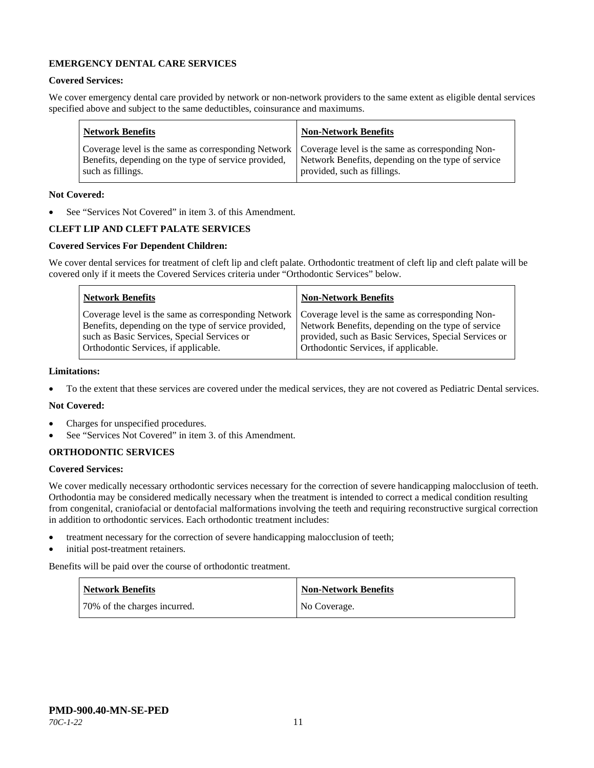**EMERGENCY DENTAL CARE SERVICES**

**Covered Services:**

We cover emergency dental care provided by network or non-network providers to the same extent as eligible dental services specified above and subject to the same deductibles, coinsurance and maximums.

| Network Benefits | Non-Network Benefits |
|---|---|
| Coverage level is the same as corresponding Network Benefits, depending on the type of service provided, such as fillings. | Coverage level is the same as corresponding Non-Network Benefits, depending on the type of service provided, such as fillings. |

**Not Covered:**

- See "Services Not Covered" in item 3. of this Amendment.

**CLEFT LIP AND CLEFT PALATE SERVICES**

**Covered Services For Dependent Children:**

We cover dental services for treatment of cleft lip and cleft palate. Orthodontic treatment of cleft lip and cleft palate will be covered only if it meets the Covered Services criteria under "Orthodontic Services" below.

| Network Benefits | Non-Network Benefits |
|---|---|
| Coverage level is the same as corresponding Network Benefits, depending on the type of service provided, such as Basic Services, Special Services or Orthodontic Services, if applicable. | Coverage level is the same as corresponding Non-Network Benefits, depending on the type of service provided, such as Basic Services, Special Services or Orthodontic Services, if applicable. |

**Limitations:**

- To the extent that these services are covered under the medical services, they are not covered as Pediatric Dental services.

**Not Covered:**

- Charges for unspecified procedures.
- See "Services Not Covered" in item 3. of this Amendment.

**ORTHODONTIC SERVICES**

**Covered Services:**

We cover medically necessary orthodontic services necessary for the correction of severe handicapping malocclusion of teeth. Orthodontia may be considered medically necessary when the treatment is intended to correct a medical condition resulting from congenital, craniofacial or dentofacial malformations involving the teeth and requiring reconstructive surgical correction in addition to orthodontic services. Each orthodontic treatment includes:

- treatment necessary for the correction of severe handicapping malocclusion of teeth;
- initial post-treatment retainers.

Benefits will be paid over the course of orthodontic treatment.

| Network Benefits | Non-Network Benefits |
|---|---|
| 70% of the charges incurred. | No Coverage. |

**PMD-900.40-MN-SE-PED**
*70C-1-22*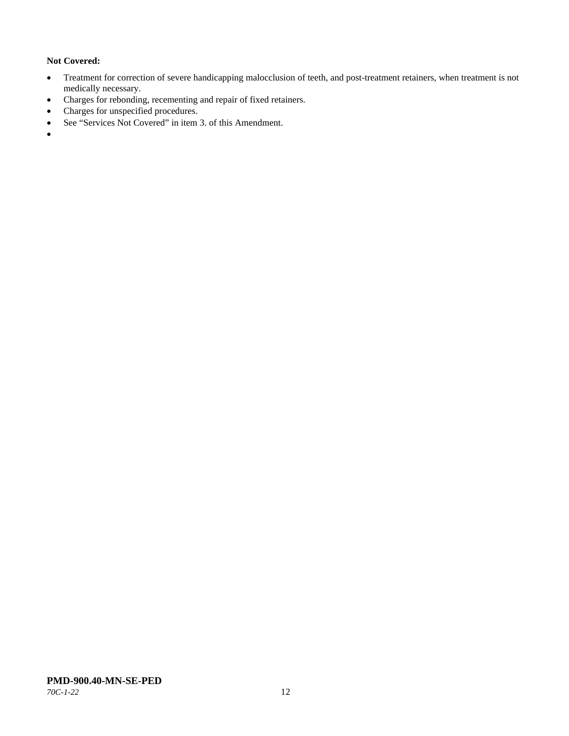**Not Covered:**

- Treatment for correction of severe handicapping malocclusion of teeth, and post-treatment retainers, when treatment is not medically necessary.
- Charges for rebonding, recementing and repair of fixed retainers.
- Charges for unspecified procedures.
- See "Services Not Covered" in item 3. of this Amendment.
-